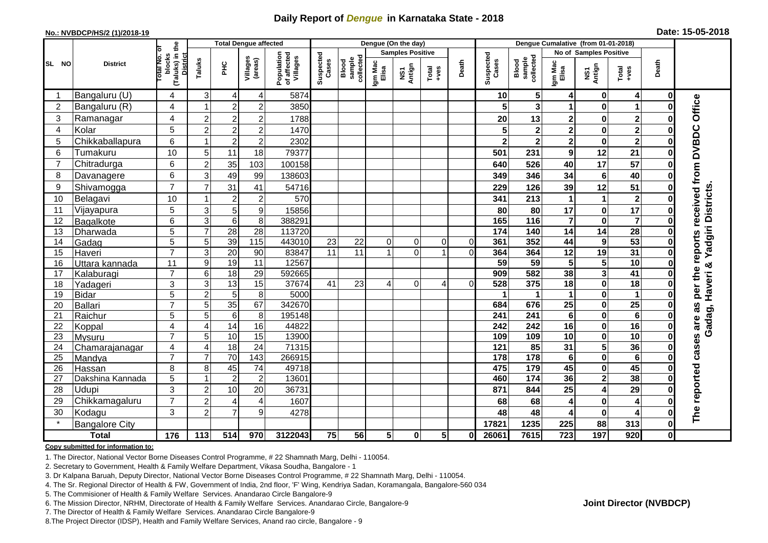# Daily Report of *Dengue* in Karnataka State - 2018

**No.: NVBDCP/HS/2 (1)/2018-19** **Date: 15-05-2018**

| SL NO | District | Total No. of blocks (Taluks) in the District | Total Dengue affected | | | | Dengue (On the day) | | | | | | | Dengue Cumalative (from 01-01-2018) | | | | | | | |
|---|---|---|---|---|---|---|---|---|---|---|---|---|---|---|---|---|---|---|---|---|
| | | | Taluks | PHC | Villages (areas) | Population of affected Villages | Suspected Cases | Blood sample collected | Samples Positive | | | Death | Suspected Cases | Blood sample collected | No of Samples Positive | | | Death | |
| | | | | | | | | | Igm Mac Elisa | NS1 Antign | Total +ves | | | | Igm Mac Elisa | NS1 Antign | Total +ves | | |
| 1 | Bangaluru (U) | 4 | 3 | 4 | 4 | 5874 | | | | | | | 10 | 5 | 4 | 0 | 4 | 0 | The reported cases are as per the reports received from DVBDC Office Gadag, Haveri & Yadgiri Districts. |
| 2 | Bangaluru (R) | 4 | 1 | 2 | 2 | 3850 | | | | | | | 5 | 3 | 1 | 0 | 1 | 0 | |
| 3 | Ramanagar | 4 | 2 | 2 | 2 | 1788 | | | | | | | 20 | 13 | 2 | 0 | 2 | 0 | |
| 4 | Kolar | 5 | 2 | 2 | 2 | 1470 | | | | | | | 5 | 2 | 2 | 0 | 2 | 0 | |
| 5 | Chikkaballapura | 6 | 1 | 2 | 2 | 2302 | | | | | | | 2 | 2 | 2 | 0 | 2 | 0 | |
| 6 | Tumakuru | 10 | 5 | 11 | 18 | 79377 | | | | | | | 501 | 231 | 9 | 12 | 21 | 0 | |
| 7 | Chitradurga | 6 | 2 | 35 | 103 | 100158 | | | | | | | 640 | 526 | 40 | 17 | 57 | 0 | |
| 8 | Davanagere | 6 | 3 | 49 | 99 | 138603 | | | | | | | 349 | 346 | 34 | 6 | 40 | 0 | |
| 9 | Shivamogga | 7 | 7 | 31 | 41 | 54716 | | | | | | | 229 | 126 | 39 | 12 | 51 | 0 | |
| 10 | Belagavi | 10 | 1 | 2 | 2 | 570 | | | | | | | 341 | 213 | 1 | 1 | 2 | 0 | |
| 11 | Vijayapura | 5 | 3 | 5 | 9 | 15856 | | | | | | | 80 | 80 | 17 | 0 | 17 | 0 | |
| 12 | Bagalkote | 6 | 3 | 6 | 8 | 388291 | | | | | | | 165 | 116 | 7 | 0 | 7 | 0 | |
| 13 | Dharwada | 5 | 7 | 28 | 28 | 113720 | | | | | | | 174 | 140 | 14 | 14 | 28 | 0 | |
| 14 | Gadag | 5 | 5 | 39 | 115 | 443010 | 23 | 22 | 0 | 0 | 0 | 0 | 361 | 352 | 44 | 9 | 53 | 0 | |
| 15 | Haveri | 7 | 3 | 20 | 90 | 83847 | 11 | 11 | 1 | 0 | 1 | 0 | 364 | 364 | 12 | 19 | 31 | 0 | |
| 16 | Uttara kannada | 11 | 9 | 19 | 11 | 12567 | | | | | | | 59 | 59 | 5 | 5 | 10 | 0 | |
| 17 | Kalaburagi | 7 | 6 | 18 | 29 | 592665 | | | | | | | 909 | 582 | 38 | 3 | 41 | 0 | |
| 18 | Yadageri | 3 | 3 | 13 | 15 | 37674 | 41 | 23 | 4 | 0 | 4 | 0 | 528 | 375 | 18 | 0 | 18 | 0 | |
| 19 | Bidar | 5 | 2 | 5 | 8 | 5000 | | | | | | | 1 | 1 | 1 | 0 | 1 | 0 | |
| 20 | Ballari | 7 | 5 | 35 | 67 | 342670 | | | | | | | 684 | 676 | 25 | 0 | 25 | 0 | |
| 21 | Raichur | 5 | 5 | 6 | 8 | 195148 | | | | | | | 241 | 241 | 6 | 0 | 6 | 0 | |
| 22 | Koppal | 4 | 4 | 14 | 16 | 44822 | | | | | | | 242 | 242 | 16 | 0 | 16 | 0 | |
| 23 | Mysuru | 7 | 5 | 10 | 15 | 13900 | | | | | | | 109 | 109 | 10 | 0 | 10 | 0 | |
| 24 | Chamarajanagar | 4 | 4 | 18 | 24 | 71315 | | | | | | | 121 | 85 | 31 | 5 | 36 | 0 | |
| 25 | Mandya | 7 | 7 | 70 | 143 | 266915 | | | | | | | 178 | 178 | 6 | 0 | 6 | 0 | |
| 26 | Hassan | 8 | 8 | 45 | 74 | 49718 | | | | | | | 475 | 179 | 45 | 0 | 45 | 0 | |
| 27 | Dakshina Kannada | 5 | 1 | 2 | 2 | 13601 | | | | | | | 460 | 174 | 36 | 2 | 38 | 0 | |
| 28 | Udupi | 3 | 2 | 10 | 20 | 36731 | | | | | | | 871 | 844 | 25 | 4 | 29 | 0 | |
| 29 | Chikkamagaluru | 7 | 2 | 4 | 4 | 1607 | | | | | | | 68 | 68 | 4 | 0 | 4 | 0 | |
| 30 | Kodagu | 3 | 2 | 7 | 9 | 4278 | | | | | | | 48 | 48 | 4 | 0 | 4 | 0 | |
| * | Bangalore City | | | | | | | | | | | | 17821 | 1235 | 225 | 88 | 313 | 0 | |
| | **Total** | **176** | **113** | **514** | **970** | **3122043** | **75** | **56** | **5** | **0** | **5** | **0** | **26061** | **7615** | **723** | **197** | **920** | **0** | |

**Copy submitted for information to:**

1. The Director, National Vector Borne Diseases Control Programme, # 22 Shamnath Marg, Delhi - 110054.
2. Secretary to Government, Health & Family Welfare Department, Vikasa Soudha, Bangalore - 1
3. Dr Kalpana Baruah, Deputy Director, National Vector Borne Diseases Control Programme, # 22 Shamnath Marg, Delhi - 110054.
4. The Sr. Regional Director of Health & FW, Government of India, 2nd floor, 'F' Wing, Kendriya Sadan, Koramangala, Bangalore-560 034
5. The Commisioner of Health & Family Welfare Services. Anandarao Circle Bangalore-9
6. The Mission Director, NRHM, Directorate of Health & Family Welfare Services. Anandarao Circle, Bangalore-9
7. The Director of Health & Family Welfare Services. Anandarao Circle Bangalore-9
8. The Project Director (IDSP), Health and Family Welfare Services, Anand rao circle, Bangalore - 9

**Joint Director (NVBDCP)**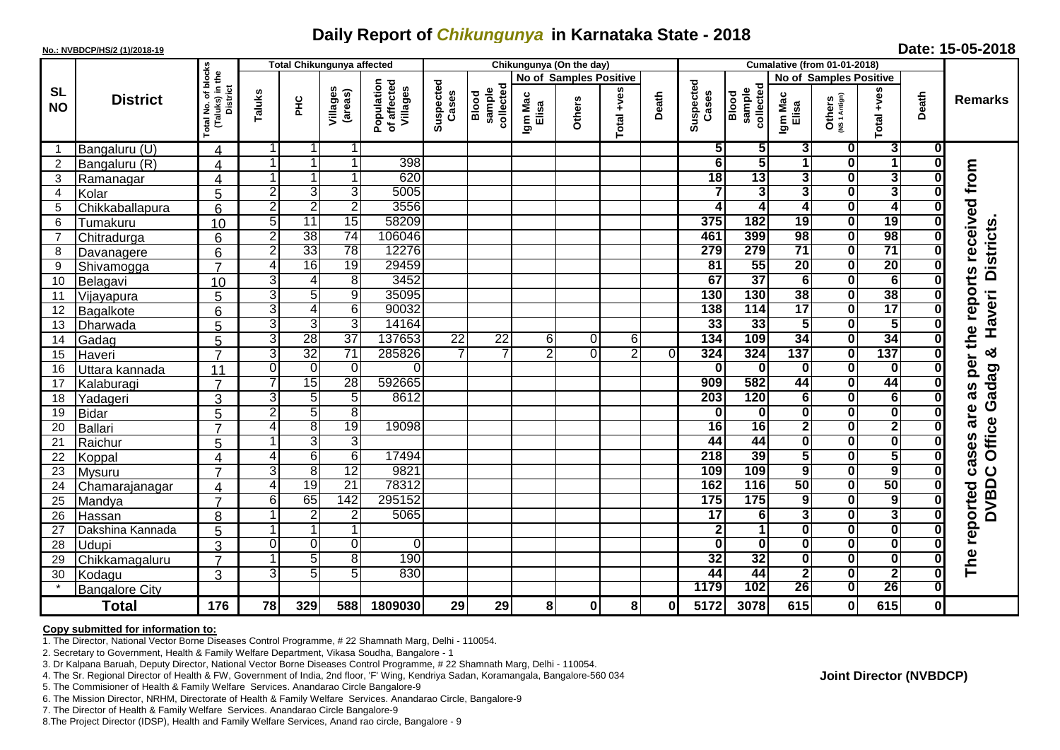# Daily Report of *Chikungunya* in Karnataka State - 2018

**No.: NVBDCP/HS/2 (1)/2018-19**

**Date: 15-05-2018**

| SL NO | District | Total No. of blocks (Taluks) in the District | Total Chikungunya affected | | | | Chikungunya (On the day) | | | | | | Cumalative (from 01-01-2018) | | | | | | Remarks |
|---|---|---|---|---|---|---|---|---|---|---|---|---|---|---|---|---|---|---|---|
| | | | Taluks | PHC | Villages (areas) | Population of affected Villages | Suspected Cases | Blood sample collected | No of Samples Positive | | | Death | Suspected Cases | Blood sample collected | No of Samples Positive | | | Death | |
| | | | | | | | | | Igm Mac Elisa | Others | Total +ves | | | | Igm Mac Elisa | Others (NS 1 Antign) | Total +ves | | |
| 1 | Bangaluru (U) | 4 | 1 | 1 | 1 | | | | | | | | 5 | 5 | 3 | 0 | 3 | 0 | The reported cases are as per the reports received from DVBDC Office Gadag & Haveri Districts. |
| 2 | Bangaluru (R) | 4 | 1 | 1 | 1 | 398 | | | | | | | 6 | 5 | 1 | 0 | 1 | 0 | |
| 3 | Ramanagar | 4 | 1 | 1 | 1 | 620 | | | | | | | 18 | 13 | 3 | 0 | 3 | 0 | |
| 4 | Kolar | 5 | 2 | 3 | 3 | 5005 | | | | | | | 7 | 3 | 3 | 0 | 3 | 0 | |
| 5 | Chikkaballapura | 6 | 2 | 2 | 2 | 3556 | | | | | | | 4 | 4 | 4 | 0 | 4 | 0 | |
| 6 | Tumakuru | 10 | 5 | 11 | 15 | 58209 | | | | | | | 375 | 182 | 19 | 0 | 19 | 0 | |
| 7 | Chitradurga | 6 | 2 | 38 | 74 | 106046 | | | | | | | 461 | 399 | 98 | 0 | 98 | 0 | |
| 8 | Davanagere | 6 | 2 | 33 | 78 | 12276 | | | | | | | 279 | 279 | 71 | 0 | 71 | 0 | |
| 9 | Shivamogga | 7 | 4 | 16 | 19 | 29459 | | | | | | | 81 | 55 | 20 | 0 | 20 | 0 | |
| 10 | Belagavi | 10 | 3 | 4 | 8 | 3452 | | | | | | | 67 | 37 | 6 | 0 | 6 | 0 | |
| 11 | Vijayapura | 5 | 3 | 5 | 9 | 35095 | | | | | | | 130 | 130 | 38 | 0 | 38 | 0 | |
| 12 | Bagalkote | 6 | 3 | 4 | 6 | 90032 | | | | | | | 138 | 114 | 17 | 0 | 17 | 0 | |
| 13 | Dharwada | 5 | 3 | 3 | 3 | 14164 | | | | | | | 33 | 33 | 5 | 0 | 5 | 0 | |
| 14 | Gadag | 5 | 3 | 28 | 37 | 137653 | 22 | 22 | 6 | 0 | 6 | | 134 | 109 | 34 | 0 | 34 | 0 | |
| 15 | Haveri | 7 | 3 | 32 | 71 | 285826 | 7 | 7 | 2 | 0 | 2 | 0 | 324 | 324 | 137 | 0 | 137 | 0 | |
| 16 | Uttara kannada | 11 | 0 | 0 | 0 | 0 | | | | | | | 0 | 0 | 0 | 0 | 0 | 0 | |
| 17 | Kalaburagi | 7 | 7 | 15 | 28 | 592665 | | | | | | | 909 | 582 | 44 | 0 | 44 | 0 | |
| 18 | Yadageri | 3 | 3 | 5 | 5 | 8612 | | | | | | | 203 | 120 | 6 | 0 | 6 | 0 | |
| 19 | Bidar | 5 | 2 | 5 | 8 | | | | | | | | 0 | 0 | 0 | 0 | 0 | 0 | |
| 20 | Ballari | 7 | 4 | 8 | 19 | 19098 | | | | | | | 16 | 16 | 2 | 0 | 2 | 0 | |
| 21 | Raichur | 5 | 1 | 3 | 3 | | | | | | | | 44 | 44 | 0 | 0 | 0 | 0 | |
| 22 | Koppal | 4 | 4 | 6 | 6 | 17494 | | | | | | | 218 | 39 | 5 | 0 | 5 | 0 | |
| 23 | Mysuru | 7 | 3 | 8 | 12 | 9821 | | | | | | | 109 | 109 | 9 | 0 | 9 | 0 | |
| 24 | Chamarajanagar | 4 | 4 | 19 | 21 | 78312 | | | | | | | 162 | 116 | 50 | 0 | 50 | 0 | |
| 25 | Mandya | 7 | 6 | 65 | 142 | 295152 | | | | | | | 175 | 175 | 9 | 0 | 9 | 0 | |
| 26 | Hassan | 8 | 1 | 2 | 2 | 5065 | | | | | | | 17 | 6 | 3 | 0 | 3 | 0 | |
| 27 | Dakshina Kannada | 5 | 1 | 1 | 1 | | | | | | | | 2 | 1 | 0 | 0 | 0 | 0 | |
| 28 | Udupi | 3 | 0 | 0 | 0 | 0 | | | | | | | 0 | 0 | 0 | 0 | 0 | 0 | |
| 29 | Chikkamagaluru | 7 | 1 | 5 | 8 | 190 | | | | | | | 32 | 32 | 0 | 0 | 0 | 0 | |
| 30 | Kodagu | 3 | 3 | 5 | 5 | 830 | | | | | | | 44 | 44 | 2 | 0 | 2 | 0 | |
| * | Bangalore City | | | | | | | | | | | | 1179 | 102 | 26 | 0 | 26 | 0 | |
| **Total** | | **176** | **78** | **329** | **588** | **1809030** | **29** | **29** | **8** | **0** | **8** | **0** | **5172** | **3078** | **615** | **0** | **615** | **0** | |

**Copy submitted for information to:**

1. The Director, National Vector Borne Diseases Control Programme, # 22 Shamnath Marg, Delhi - 110054.
2. Secretary to Government, Health & Family Welfare Department, Vikasa Soudha, Bangalore - 1
3. Dr Kalpana Baruah, Deputy Director, National Vector Borne Diseases Control Programme, # 22 Shamnath Marg, Delhi - 110054.
4. The Sr. Regional Director of Health & FW, Government of India, 2nd floor, 'F' Wing, Kendriya Sadan, Koramangala, Bangalore-560 034
5. The Commisioner of Health & Family Welfare Services. Anandarao Circle Bangalore-9
6. The Mission Director, NRHM, Directorate of Health & Family Welfare Services. Anandarao Circle, Bangalore-9
7. The Director of Health & Family Welfare Services. Anandarao Circle Bangalore-9
8. The Project Director (IDSP), Health and Family Welfare Services, Anand rao circle, Bangalore - 9

**Joint Director (NVBDCP)**